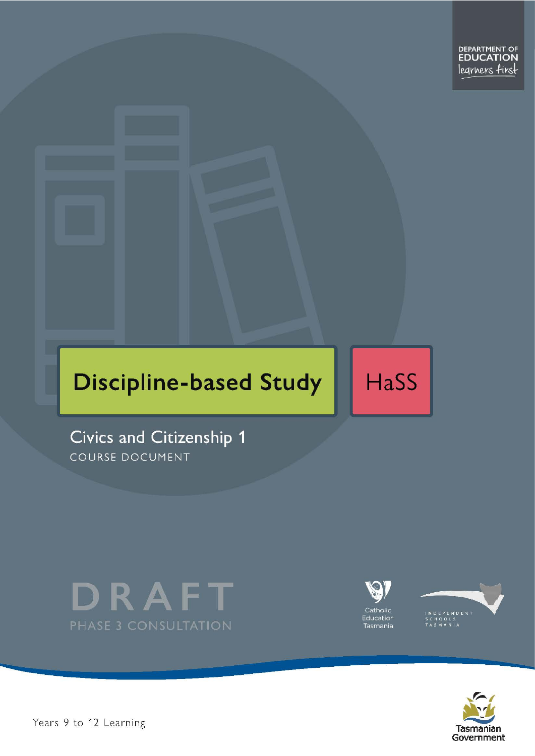DEPARTMENT OF EDUCATION
learners first

# Discipline-based Study

HaSS

## Civics and Citizenship 1

COURSE DOCUMENT

DRAFT

PHASE 3 CONSULTATION

Catholic Education Tasmania

INDEPENDENT SCHOOLS TASMANIA

Years 9 to 12 Learning

Tasmanian Government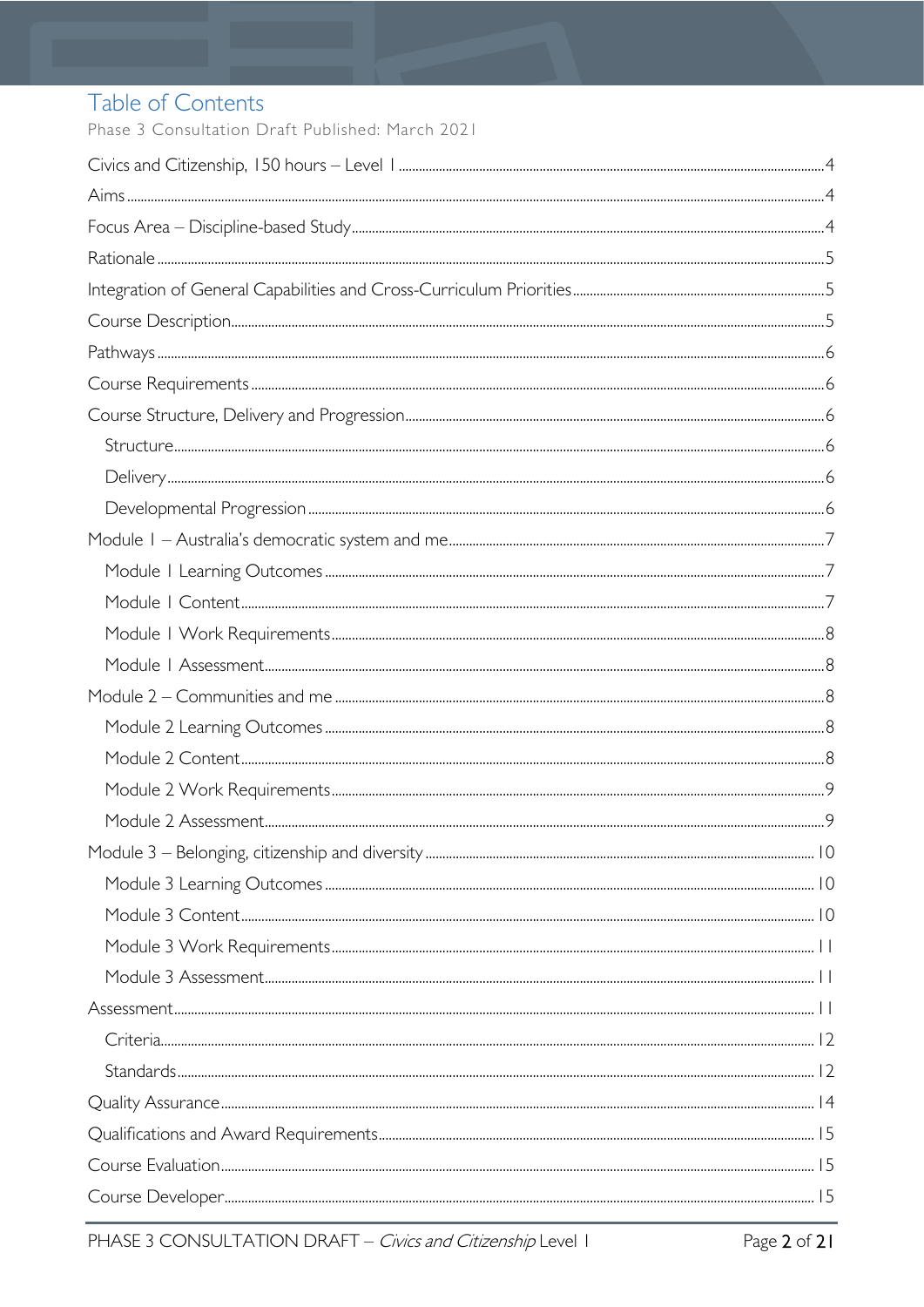# Table of Contents

Phase 3 Consultation Draft Published: March 2021

Civics and Citizenship, 150 hours – Level 1 .....4

Aims .....4

Focus Area – Discipline-based Study .....4

Rationale .....5

Integration of General Capabilities and Cross-Curriculum Priorities .....5

Course Description .....5

Pathways .....6

Course Requirements .....6

Course Structure, Delivery and Progression .....6

- Structure .....6
- Delivery .....6
- Developmental Progression .....6

Module 1 – Australia's democratic system and me .....7

- Module 1 Learning Outcomes .....7
- Module 1 Content .....7
- Module 1 Work Requirements .....8
- Module 1 Assessment .....8

Module 2 – Communities and me .....8

- Module 2 Learning Outcomes .....8
- Module 2 Content .....8
- Module 2 Work Requirements .....9
- Module 2 Assessment .....9

Module 3 – Belonging, citizenship and diversity .....10

- Module 3 Learning Outcomes .....10
- Module 3 Content .....10
- Module 3 Work Requirements .....11
- Module 3 Assessment .....11

Assessment .....11

- Criteria .....12
- Standards .....12

Quality Assurance .....14

Qualifications and Award Requirements .....15

Course Evaluation .....15

Course Developer .....15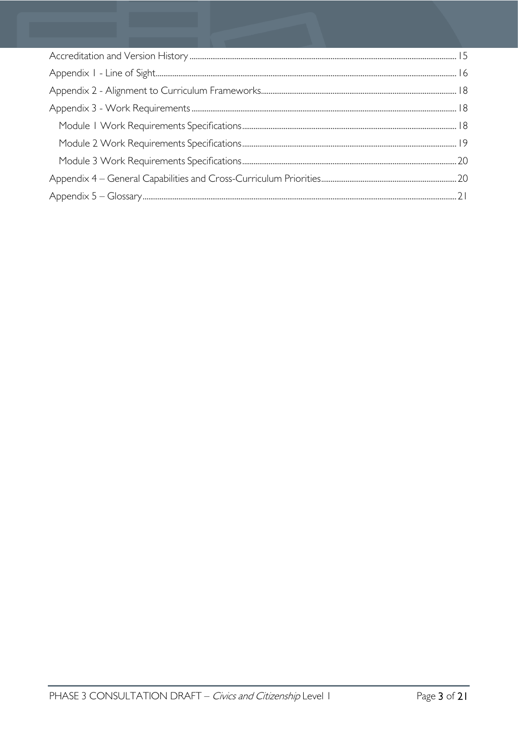Accreditation and Version History ..... 15

Appendix 1 - Line of Sight ..... 16

Appendix 2 - Alignment to Curriculum Frameworks ..... 18

Appendix 3 - Work Requirements ..... 18

- Module 1 Work Requirements Specifications ..... 18
- Module 2 Work Requirements Specifications ..... 19
- Module 3 Work Requirements Specifications ..... 20

Appendix 4 – General Capabilities and Cross-Curriculum Priorities ..... 20

Appendix 5 – Glossary ..... 21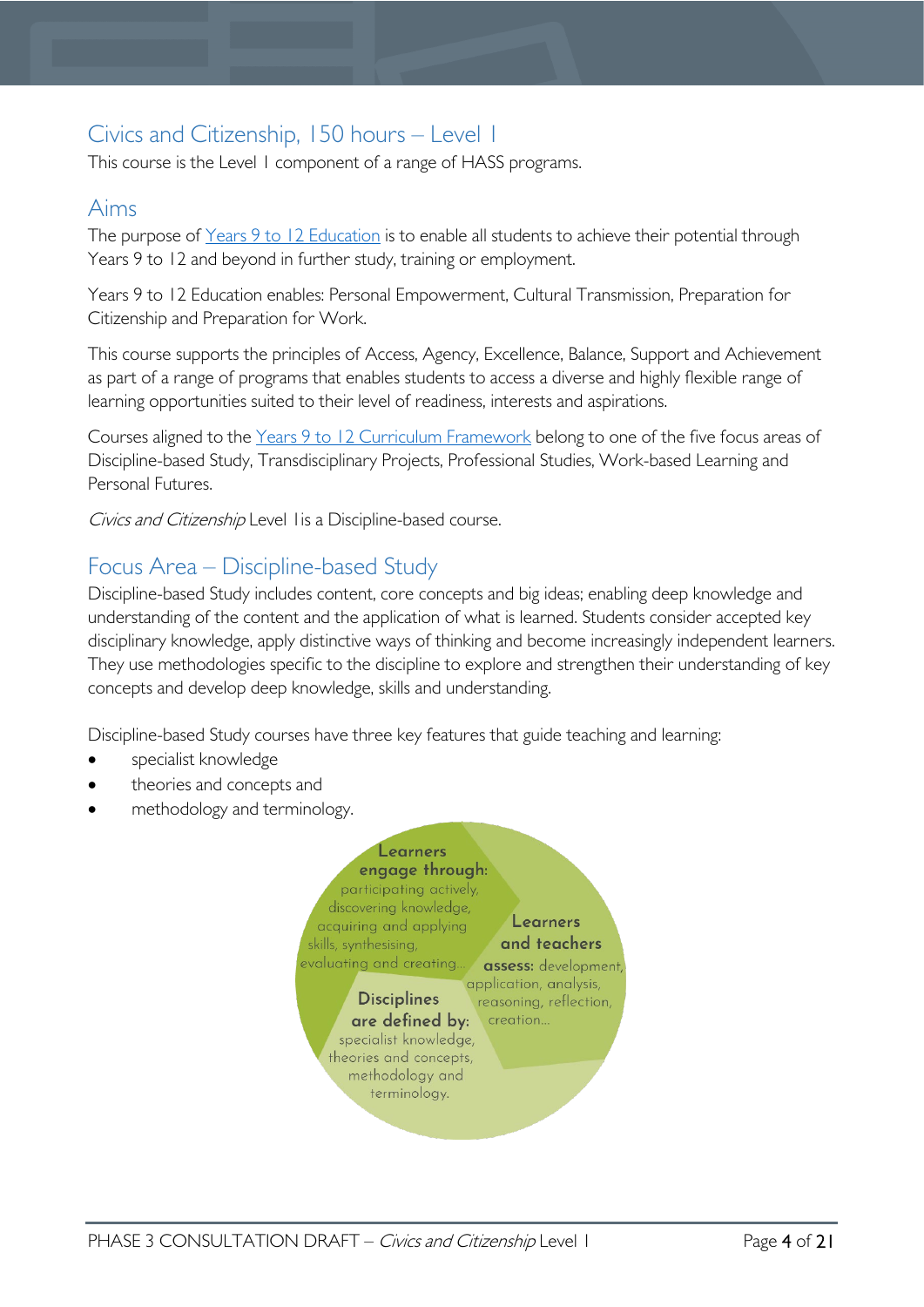## Civics and Citizenship, 150 hours – Level 1

This course is the Level 1 component of a range of HASS programs.

## Aims

The purpose of [Years 9 to 12 Education](#) is to enable all students to achieve their potential through Years 9 to 12 and beyond in further study, training or employment.

Years 9 to 12 Education enables: Personal Empowerment, Cultural Transmission, Preparation for Citizenship and Preparation for Work.

This course supports the principles of Access, Agency, Excellence, Balance, Support and Achievement as part of a range of programs that enables students to access a diverse and highly flexible range of learning opportunities suited to their level of readiness, interests and aspirations.

Courses aligned to the [Years 9 to 12 Curriculum Framework](#) belong to one of the five focus areas of Discipline-based Study, Transdisciplinary Projects, Professional Studies, Work-based Learning and Personal Futures.

*Civics and Citizenship* Level 1 is a Discipline-based course.

## Focus Area – Discipline-based Study

Discipline-based Study includes content, core concepts and big ideas; enabling deep knowledge and understanding of the content and the application of what is learned. Students consider accepted key disciplinary knowledge, apply distinctive ways of thinking and become increasingly independent learners. They use methodologies specific to the discipline to explore and strengthen their understanding of key concepts and develop deep knowledge, skills and understanding.

Discipline-based Study courses have three key features that guide teaching and learning:

- specialist knowledge
- theories and concepts and
- methodology and terminology.

**Learners engage through:** participating actively, discovering knowledge, acquiring and applying skills, synthesising, evaluating and creating…

**Learners and teachers assess:** development, application, analysis, reasoning, reflection, creation…

**Disciplines are defined by:** specialist knowledge, theories and concepts, methodology and terminology.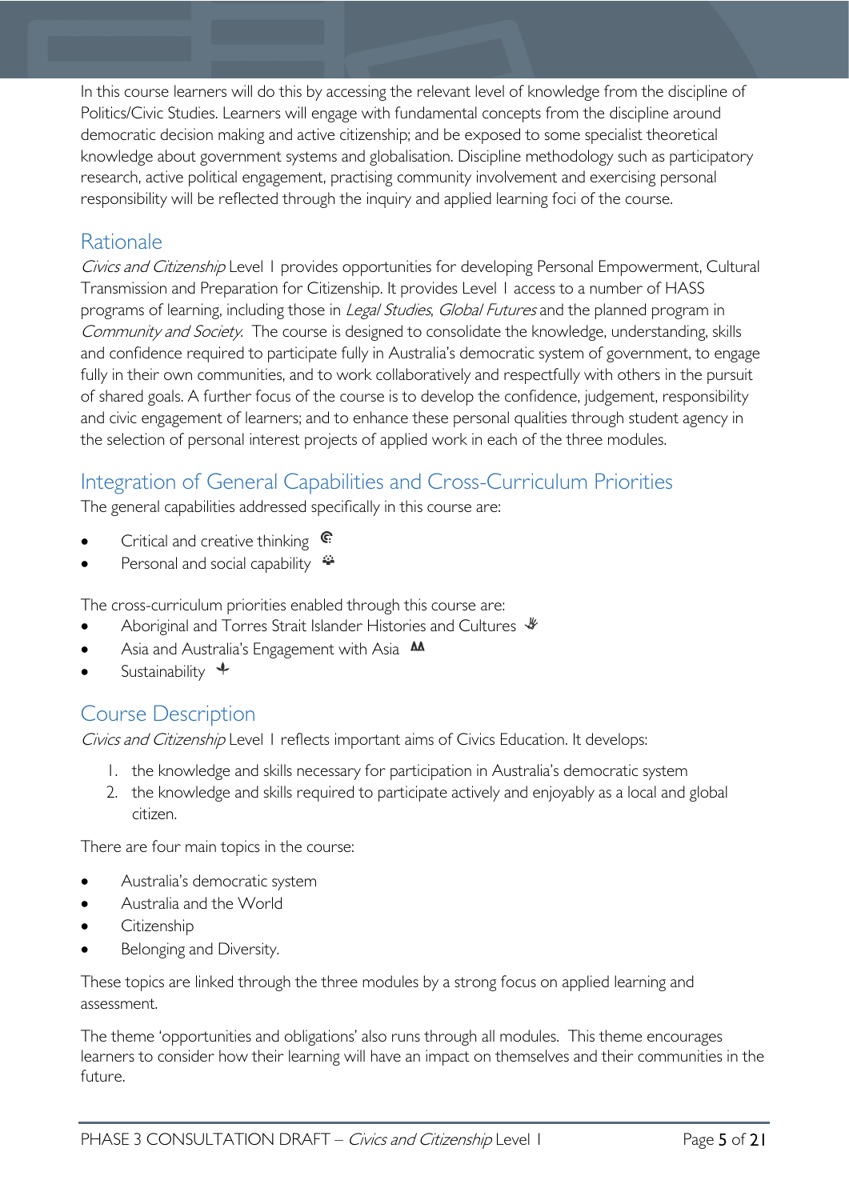In this course learners will do this by accessing the relevant level of knowledge from the discipline of Politics/Civic Studies. Learners will engage with fundamental concepts from the discipline around democratic decision making and active citizenship; and be exposed to some specialist theoretical knowledge about government systems and globalisation. Discipline methodology such as participatory research, active political engagement, practising community involvement and exercising personal responsibility will be reflected through the inquiry and applied learning foci of the course.

## Rationale

*Civics and Citizenship* Level 1 provides opportunities for developing Personal Empowerment, Cultural Transmission and Preparation for Citizenship. It provides Level 1 access to a number of HASS programs of learning, including those in *Legal Studies*, *Global Futures* and the planned program in *Community and Society*. The course is designed to consolidate the knowledge, understanding, skills and confidence required to participate fully in Australia's democratic system of government, to engage fully in their own communities, and to work collaboratively and respectfully with others in the pursuit of shared goals. A further focus of the course is to develop the confidence, judgement, responsibility and civic engagement of learners; and to enhance these personal qualities through student agency in the selection of personal interest projects of applied work in each of the three modules.

## Integration of General Capabilities and Cross-Curriculum Priorities

The general capabilities addressed specifically in this course are:

- Critical and creative thinking
- Personal and social capability

The cross-curriculum priorities enabled through this course are:

- Aboriginal and Torres Strait Islander Histories and Cultures
- Asia and Australia's Engagement with Asia
- Sustainability

## Course Description

*Civics and Citizenship* Level 1 reflects important aims of Civics Education. It develops:

1. the knowledge and skills necessary for participation in Australia's democratic system
2. the knowledge and skills required to participate actively and enjoyably as a local and global citizen.

There are four main topics in the course:

- Australia's democratic system
- Australia and the World
- Citizenship
- Belonging and Diversity.

These topics are linked through the three modules by a strong focus on applied learning and assessment.

The theme 'opportunities and obligations' also runs through all modules. This theme encourages learners to consider how their learning will have an impact on themselves and their communities in the future.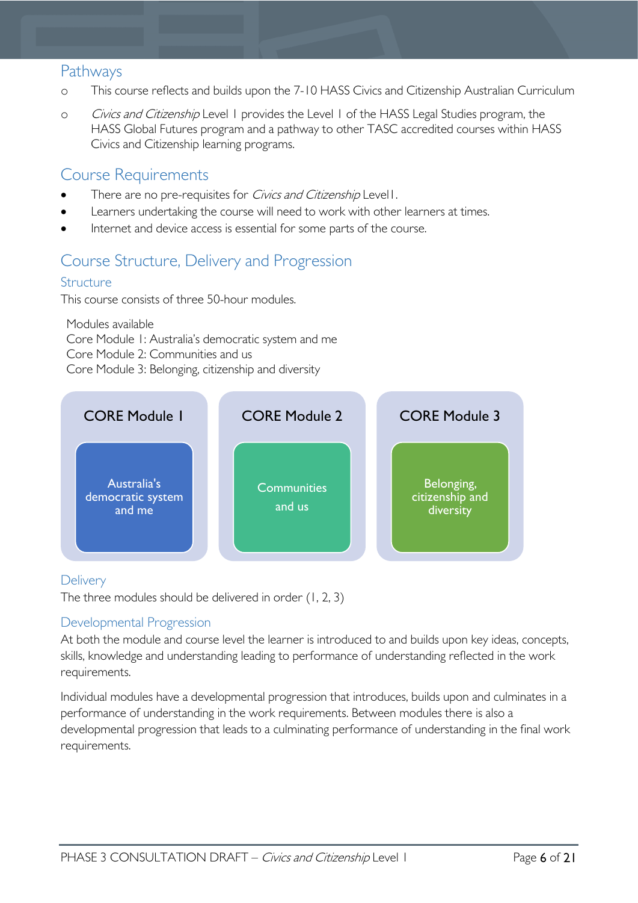## Pathways

- This course reflects and builds upon the 7-10 HASS Civics and Citizenship Australian Curriculum
- *Civics and Citizenship* Level 1 provides the Level 1 of the HASS Legal Studies program, the HASS Global Futures program and a pathway to other TASC accredited courses within HASS Civics and Citizenship learning programs.

## Course Requirements

- There are no pre-requisites for *Civics and Citizenship* Level1.
- Learners undertaking the course will need to work with other learners at times.
- Internet and device access is essential for some parts of the course.

## Course Structure, Delivery and Progression

### Structure

This course consists of three 50-hour modules.

Modules available
Core Module 1: Australia's democratic system and me
Core Module 2: Communities and us
Core Module 3: Belonging, citizenship and diversity

| CORE Module 1 | CORE Module 2 | CORE Module 3 |
|---|---|---|
| Australia's democratic system and me | Communities and us | Belonging, citizenship and diversity |

### Delivery

The three modules should be delivered in order (1, 2, 3)

### Developmental Progression

At both the module and course level the learner is introduced to and builds upon key ideas, concepts, skills, knowledge and understanding leading to performance of understanding reflected in the work requirements.

Individual modules have a developmental progression that introduces, builds upon and culminates in a performance of understanding in the work requirements. Between modules there is also a developmental progression that leads to a culminating performance of understanding in the final work requirements.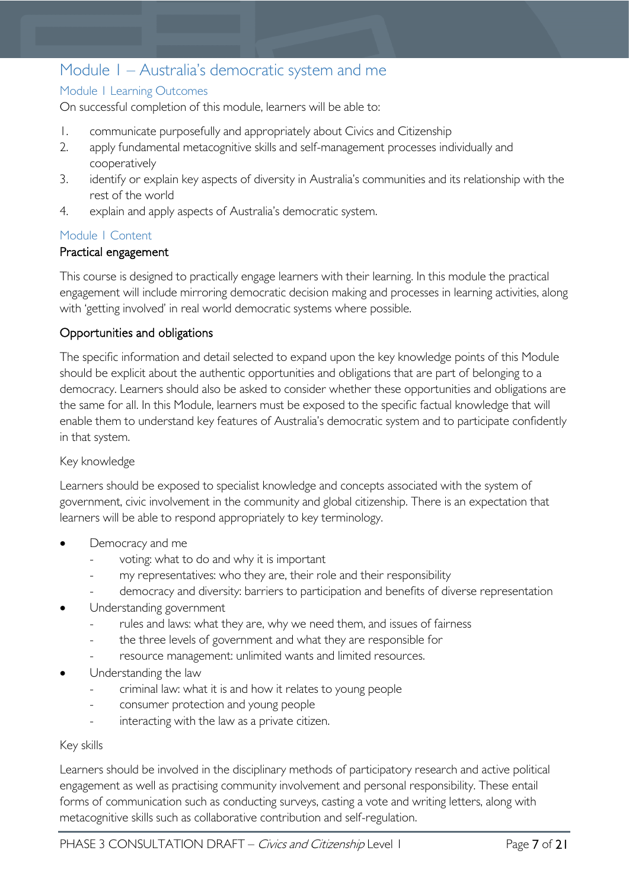## Module 1 – Australia's democratic system and me

### Module 1 Learning Outcomes

On successful completion of this module, learners will be able to:

1. communicate purposefully and appropriately about Civics and Citizenship
2. apply fundamental metacognitive skills and self-management processes individually and cooperatively
3. identify or explain key aspects of diversity in Australia's communities and its relationship with the rest of the world
4. explain and apply aspects of Australia's democratic system.

### Module 1 Content

#### Practical engagement

This course is designed to practically engage learners with their learning. In this module the practical engagement will include mirroring democratic decision making and processes in learning activities, along with 'getting involved' in real world democratic systems where possible.

#### Opportunities and obligations

The specific information and detail selected to expand upon the key knowledge points of this Module should be explicit about the authentic opportunities and obligations that are part of belonging to a democracy. Learners should also be asked to consider whether these opportunities and obligations are the same for all. In this Module, learners must be exposed to the specific factual knowledge that will enable them to understand key features of Australia's democratic system and to participate confidently in that system.

Key knowledge

Learners should be exposed to specialist knowledge and concepts associated with the system of government, civic involvement in the community and global citizenship. There is an expectation that learners will be able to respond appropriately to key terminology.

- Democracy and me
  - voting: what to do and why it is important
  - my representatives: who they are, their role and their responsibility
  - democracy and diversity: barriers to participation and benefits of diverse representation
- Understanding government
  - rules and laws: what they are, why we need them, and issues of fairness
  - the three levels of government and what they are responsible for
  - resource management: unlimited wants and limited resources.
- Understanding the law
  - criminal law: what it is and how it relates to young people
  - consumer protection and young people
  - interacting with the law as a private citizen.

Key skills

Learners should be involved in the disciplinary methods of participatory research and active political engagement as well as practising community involvement and personal responsibility. These entail forms of communication such as conducting surveys, casting a vote and writing letters, along with metacognitive skills such as collaborative contribution and self-regulation.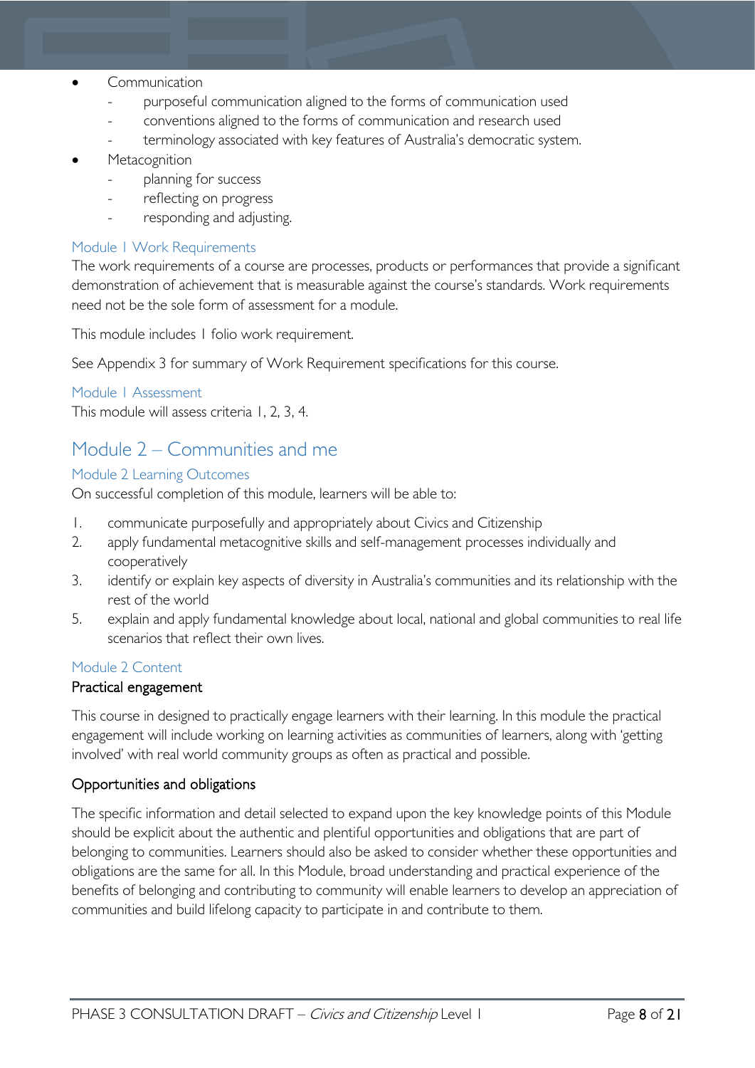- Communication
    - purposeful communication aligned to the forms of communication used
    - conventions aligned to the forms of communication and research used
    - terminology associated with key features of Australia's democratic system.
- Metacognition
    - planning for success
    - reflecting on progress
    - responding and adjusting.

### Module 1 Work Requirements

The work requirements of a course are processes, products or performances that provide a significant demonstration of achievement that is measurable against the course's standards. Work requirements need not be the sole form of assessment for a module.

This module includes 1 folio work requirement.

See Appendix 3 for summary of Work Requirement specifications for this course.

### Module 1 Assessment

This module will assess criteria 1, 2, 3, 4.

## Module 2 – Communities and me

### Module 2 Learning Outcomes

On successful completion of this module, learners will be able to:

1. communicate purposefully and appropriately about Civics and Citizenship
2. apply fundamental metacognitive skills and self-management processes individually and cooperatively
3. identify or explain key aspects of diversity in Australia's communities and its relationship with the rest of the world
5. explain and apply fundamental knowledge about local, national and global communities to real life scenarios that reflect their own lives.

### Module 2 Content

#### Practical engagement

This course in designed to practically engage learners with their learning. In this module the practical engagement will include working on learning activities as communities of learners, along with 'getting involved' with real world community groups as often as practical and possible.

#### Opportunities and obligations

The specific information and detail selected to expand upon the key knowledge points of this Module should be explicit about the authentic and plentiful opportunities and obligations that are part of belonging to communities. Learners should also be asked to consider whether these opportunities and obligations are the same for all. In this Module, broad understanding and practical experience of the benefits of belonging and contributing to community will enable learners to develop an appreciation of communities and build lifelong capacity to participate in and contribute to them.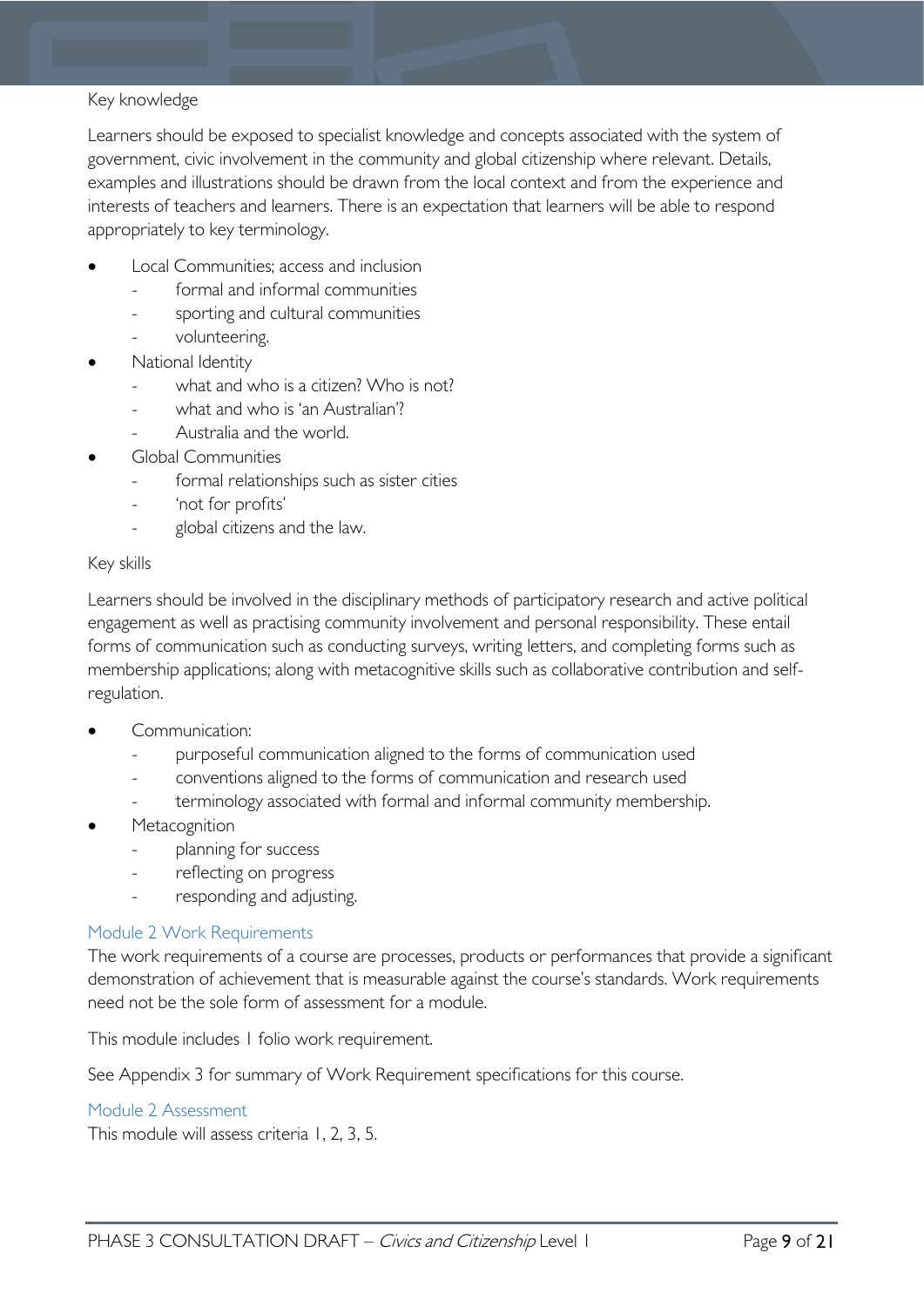Key knowledge

Learners should be exposed to specialist knowledge and concepts associated with the system of government, civic involvement in the community and global citizenship where relevant. Details, examples and illustrations should be drawn from the local context and from the experience and interests of teachers and learners. There is an expectation that learners will be able to respond appropriately to key terminology.

- Local Communities; access and inclusion
  - formal and informal communities
  - sporting and cultural communities
  - volunteering.
- National Identity
  - what and who is a citizen? Who is not?
  - what and who is 'an Australian'?
  - Australia and the world.
- Global Communities
  - formal relationships such as sister cities
  - 'not for profits'
  - global citizens and the law.

Key skills

Learners should be involved in the disciplinary methods of participatory research and active political engagement as well as practising community involvement and personal responsibility. These entail forms of communication such as conducting surveys, writing letters, and completing forms such as membership applications; along with metacognitive skills such as collaborative contribution and self-regulation.

- Communication:
  - purposeful communication aligned to the forms of communication used
  - conventions aligned to the forms of communication and research used
  - terminology associated with formal and informal community membership.
- Metacognition
  - planning for success
  - reflecting on progress
  - responding and adjusting.

### Module 2 Work Requirements

The work requirements of a course are processes, products or performances that provide a significant demonstration of achievement that is measurable against the course's standards. Work requirements need not be the sole form of assessment for a module.

This module includes 1 folio work requirement.

See Appendix 3 for summary of Work Requirement specifications for this course.

### Module 2 Assessment

This module will assess criteria 1, 2, 3, 5.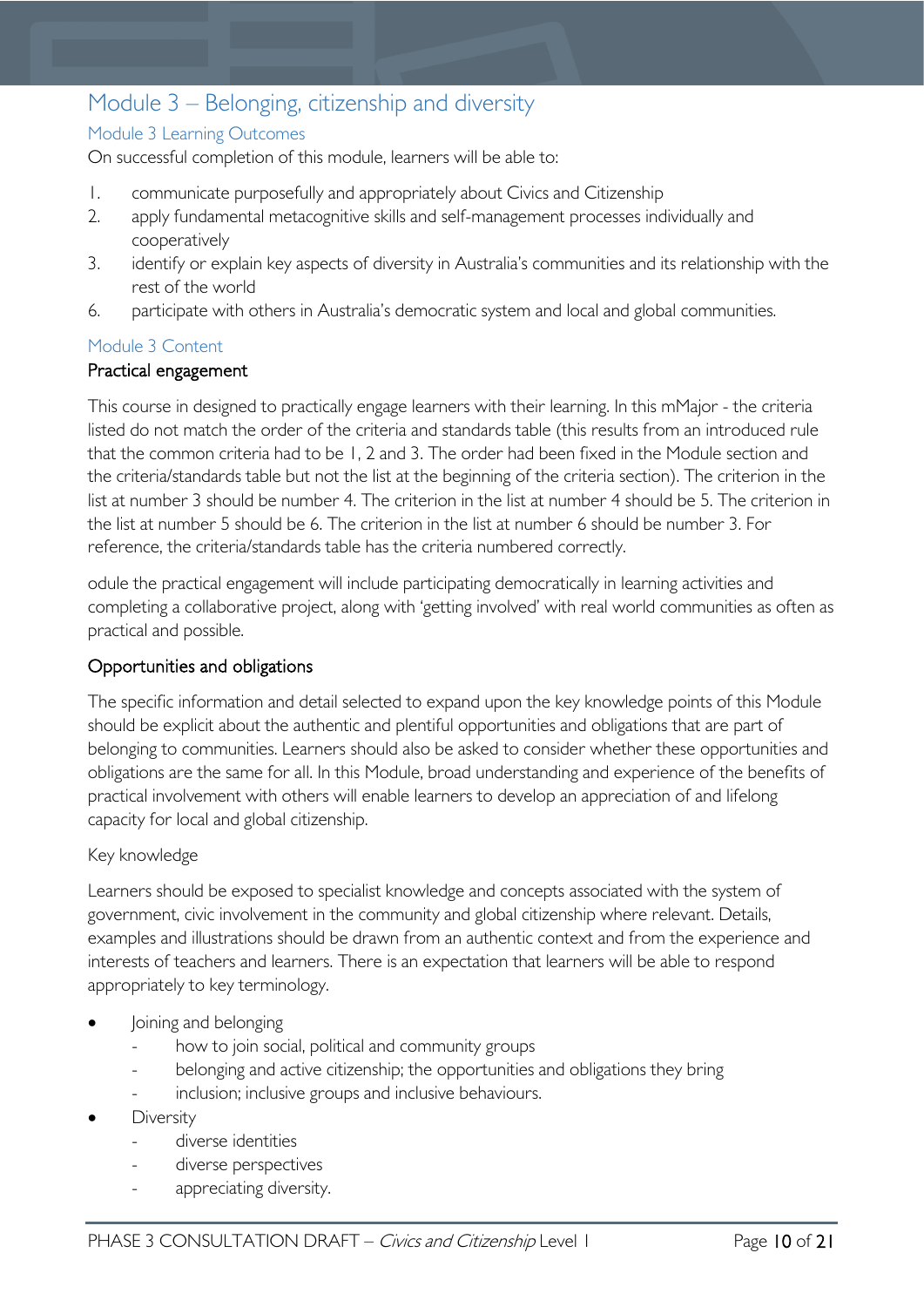## Module 3 – Belonging, citizenship and diversity

### Module 3 Learning Outcomes

On successful completion of this module, learners will be able to:

1. communicate purposefully and appropriately about Civics and Citizenship
2. apply fundamental metacognitive skills and self-management processes individually and cooperatively
3. identify or explain key aspects of diversity in Australia's communities and its relationship with the rest of the world
6. participate with others in Australia's democratic system and local and global communities.

### Module 3 Content

#### Practical engagement

This course in designed to practically engage learners with their learning. In this mMajor - the criteria listed do not match the order of the criteria and standards table (this results from an introduced rule that the common criteria had to be 1, 2 and 3. The order had been fixed in the Module section and the criteria/standards table but not the list at the beginning of the criteria section). The criterion in the list at number 3 should be number 4. The criterion in the list at number 4 should be 5. The criterion in the list at number 5 should be 6. The criterion in the list at number 6 should be number 3. For reference, the criteria/standards table has the criteria numbered correctly.

odule the practical engagement will include participating democratically in learning activities and completing a collaborative project, along with 'getting involved' with real world communities as often as practical and possible.

#### Opportunities and obligations

The specific information and detail selected to expand upon the key knowledge points of this Module should be explicit about the authentic and plentiful opportunities and obligations that are part of belonging to communities. Learners should also be asked to consider whether these opportunities and obligations are the same for all. In this Module, broad understanding and experience of the benefits of practical involvement with others will enable learners to develop an appreciation of and lifelong capacity for local and global citizenship.

Key knowledge

Learners should be exposed to specialist knowledge and concepts associated with the system of government, civic involvement in the community and global citizenship where relevant. Details, examples and illustrations should be drawn from an authentic context and from the experience and interests of teachers and learners. There is an expectation that learners will be able to respond appropriately to key terminology.

- Joining and belonging
  - how to join social, political and community groups
  - belonging and active citizenship; the opportunities and obligations they bring
  - inclusion; inclusive groups and inclusive behaviours.
- Diversity
  - diverse identities
  - diverse perspectives
  - appreciating diversity.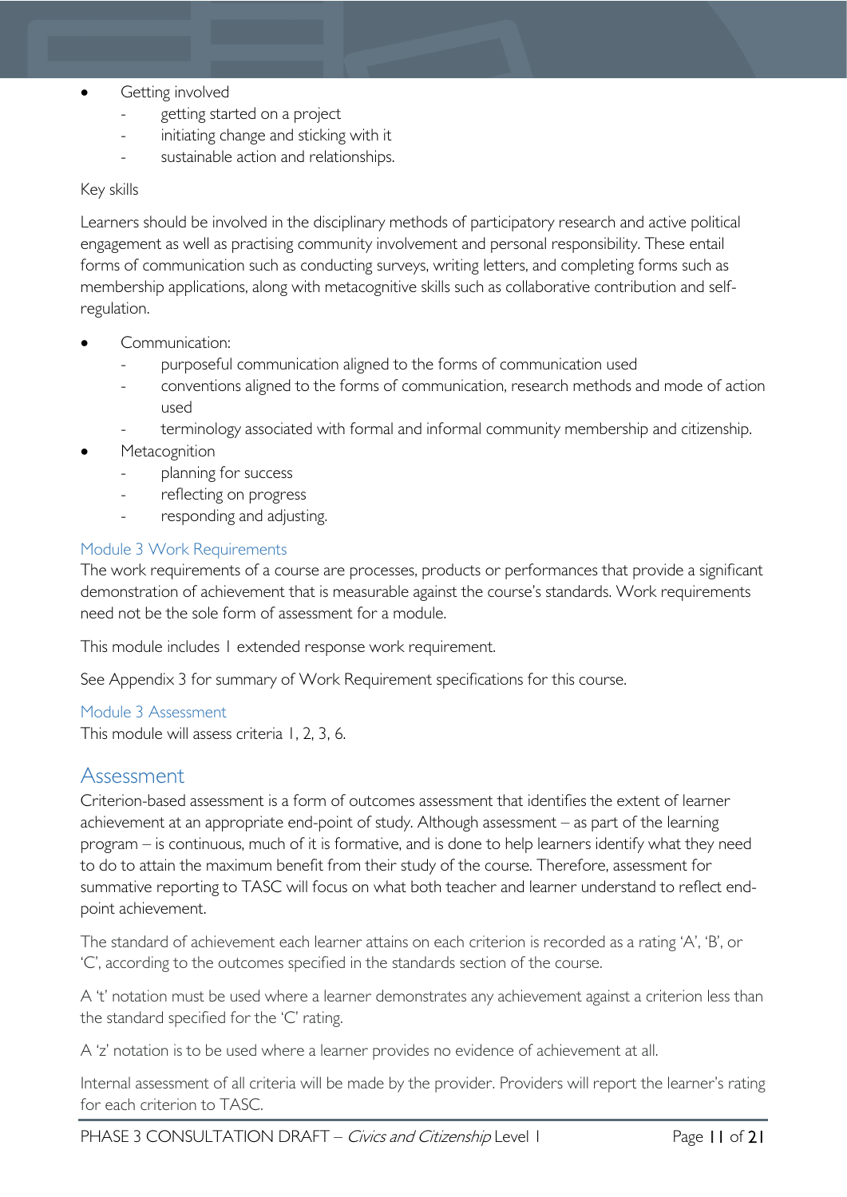- Getting involved
  - getting started on a project
  - initiating change and sticking with it
  - sustainable action and relationships.

Key skills

Learners should be involved in the disciplinary methods of participatory research and active political engagement as well as practising community involvement and personal responsibility. These entail forms of communication such as conducting surveys, writing letters, and completing forms such as membership applications, along with metacognitive skills such as collaborative contribution and self-regulation.

- Communication:
  - purposeful communication aligned to the forms of communication used
  - conventions aligned to the forms of communication, research methods and mode of action used
  - terminology associated with formal and informal community membership and citizenship.
- Metacognition
  - planning for success
  - reflecting on progress
  - responding and adjusting.

### Module 3 Work Requirements

The work requirements of a course are processes, products or performances that provide a significant demonstration of achievement that is measurable against the course's standards. Work requirements need not be the sole form of assessment for a module.

This module includes 1 extended response work requirement.

See Appendix 3 for summary of Work Requirement specifications for this course.

### Module 3 Assessment

This module will assess criteria 1, 2, 3, 6.

## Assessment

Criterion-based assessment is a form of outcomes assessment that identifies the extent of learner achievement at an appropriate end-point of study. Although assessment – as part of the learning program – is continuous, much of it is formative, and is done to help learners identify what they need to do to attain the maximum benefit from their study of the course. Therefore, assessment for summative reporting to TASC will focus on what both teacher and learner understand to reflect end-point achievement.

The standard of achievement each learner attains on each criterion is recorded as a rating 'A', 'B', or 'C', according to the outcomes specified in the standards section of the course.

A 't' notation must be used where a learner demonstrates any achievement against a criterion less than the standard specified for the 'C' rating.

A 'z' notation is to be used where a learner provides no evidence of achievement at all.

Internal assessment of all criteria will be made by the provider. Providers will report the learner's rating for each criterion to TASC.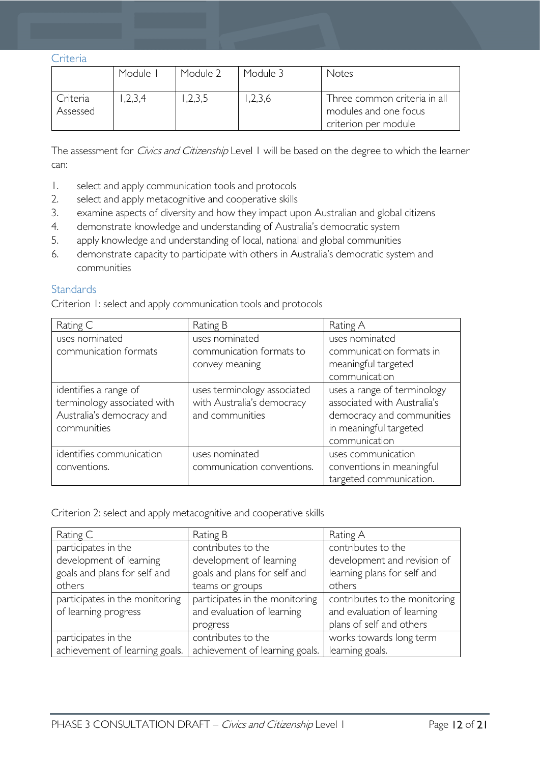## Criteria

| | Module 1 | Module 2 | Module 3 | Notes |
|---|---|---|---|---|
| Criteria Assessed | 1,2,3,4 | 1,2,3,5 | 1,2,3,6 | Three common criteria in all modules and one focus criterion per module |

The assessment for *Civics and Citizenship* Level 1 will be based on the degree to which the learner can:

1. select and apply communication tools and protocols
2. select and apply metacognitive and cooperative skills
3. examine aspects of diversity and how they impact upon Australian and global citizens
4. demonstrate knowledge and understanding of Australia's democratic system
5. apply knowledge and understanding of local, national and global communities
6. demonstrate capacity to participate with others in Australia's democratic system and communities

## Standards

Criterion 1: select and apply communication tools and protocols

| Rating C | Rating B | Rating A |
|---|---|---|
| uses nominated communication formats | uses nominated communication formats to convey meaning | uses nominated communication formats in meaningful targeted communication |
| identifies a range of terminology associated with Australia's democracy and communities | uses terminology associated with Australia's democracy and communities | uses a range of terminology associated with Australia's democracy and communities in meaningful targeted communication |
| identifies communication conventions. | uses nominated communication conventions. | uses communication conventions in meaningful targeted communication. |

Criterion 2: select and apply metacognitive and cooperative skills

| Rating C | Rating B | Rating A |
|---|---|---|
| participates in the development of learning goals and plans for self and others | contributes to the development of learning goals and plans for self and teams or groups | contributes to the development and revision of learning plans for self and others |
| participates in the monitoring of learning progress | participates in the monitoring and evaluation of learning progress | contributes to the monitoring and evaluation of learning plans of self and others |
| participates in the achievement of learning goals. | contributes to the achievement of learning goals. | works towards long term learning goals. |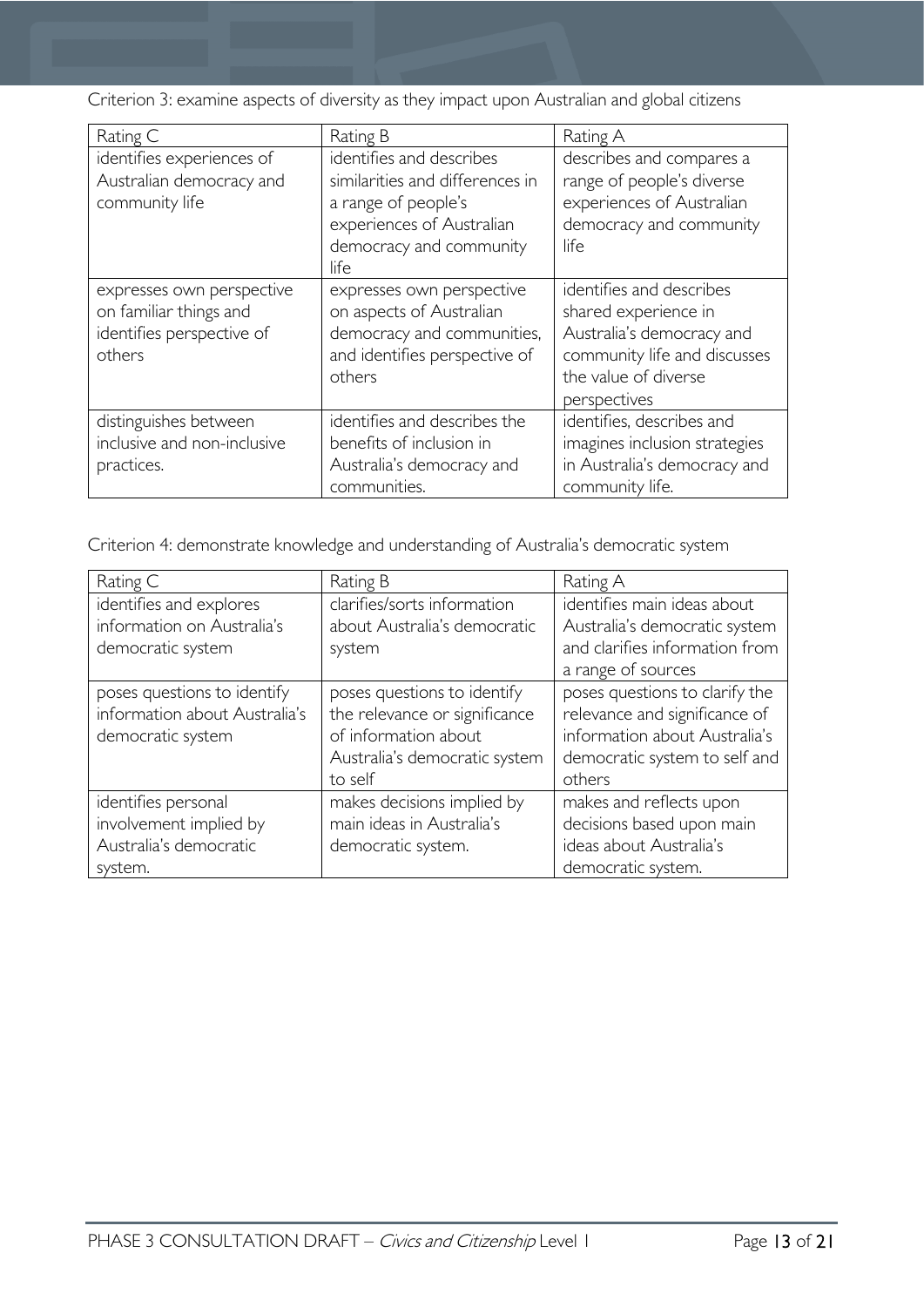Criterion 3: examine aspects of diversity as they impact upon Australian and global citizens

| Rating C | Rating B | Rating A |
| --- | --- | --- |
| identifies experiences of Australian democracy and community life | identifies and describes similarities and differences in a range of people's experiences of Australian democracy and community life | describes and compares a range of people's diverse experiences of Australian democracy and community life |
| expresses own perspective on familiar things and identifies perspective of others | expresses own perspective on aspects of Australian democracy and communities, and identifies perspective of others | identifies and describes shared experience in Australia's democracy and community life and discusses the value of diverse perspectives |
| distinguishes between inclusive and non-inclusive practices. | identifies and describes the benefits of inclusion in Australia's democracy and communities. | identifies, describes and imagines inclusion strategies in Australia's democracy and community life. |

Criterion 4: demonstrate knowledge and understanding of Australia's democratic system

| Rating C | Rating B | Rating A |
| --- | --- | --- |
| identifies and explores information on Australia's democratic system | clarifies/sorts information about Australia's democratic system | identifies main ideas about Australia's democratic system and clarifies information from a range of sources |
| poses questions to identify information about Australia's democratic system | poses questions to identify the relevance or significance of information about Australia's democratic system to self | poses questions to clarify the relevance and significance of information about Australia's democratic system to self and others |
| identifies personal involvement implied by Australia's democratic system. | makes decisions implied by main ideas in Australia's democratic system. | makes and reflects upon decisions based upon main ideas about Australia's democratic system. |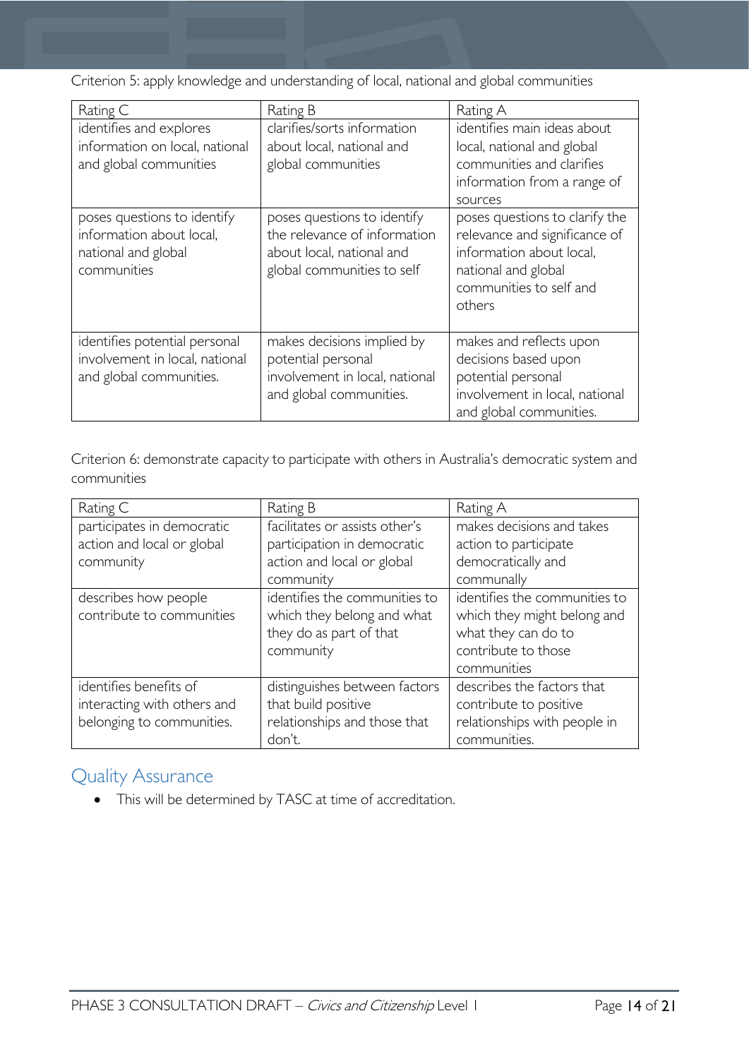Criterion 5: apply knowledge and understanding of local, national and global communities

| Rating C | Rating B | Rating A |
|---|---|---|
| identifies and explores information on local, national and global communities | clarifies/sorts information about local, national and global communities | identifies main ideas about local, national and global communities and clarifies information from a range of sources |
| poses questions to identify information about local, national and global communities | poses questions to identify the relevance of information about local, national and global communities to self | poses questions to clarify the relevance and significance of information about local, national and global communities to self and others |
| identifies potential personal involvement in local, national and global communities. | makes decisions implied by potential personal involvement in local, national and global communities. | makes and reflects upon decisions based upon potential personal involvement in local, national and global communities. |

Criterion 6: demonstrate capacity to participate with others in Australia's democratic system and communities

| Rating C | Rating B | Rating A |
|---|---|---|
| participates in democratic action and local or global community | facilitates or assists other's participation in democratic action and local or global community | makes decisions and takes action to participate democratically and communally |
| describes how people contribute to communities | identifies the communities to which they belong and what they do as part of that community | identifies the communities to which they might belong and what they can do to contribute to those communities |
| identifies benefits of interacting with others and belonging to communities. | distinguishes between factors that build positive relationships and those that don't. | describes the factors that contribute to positive relationships with people in communities. |

## Quality Assurance

- This will be determined by TASC at time of accreditation.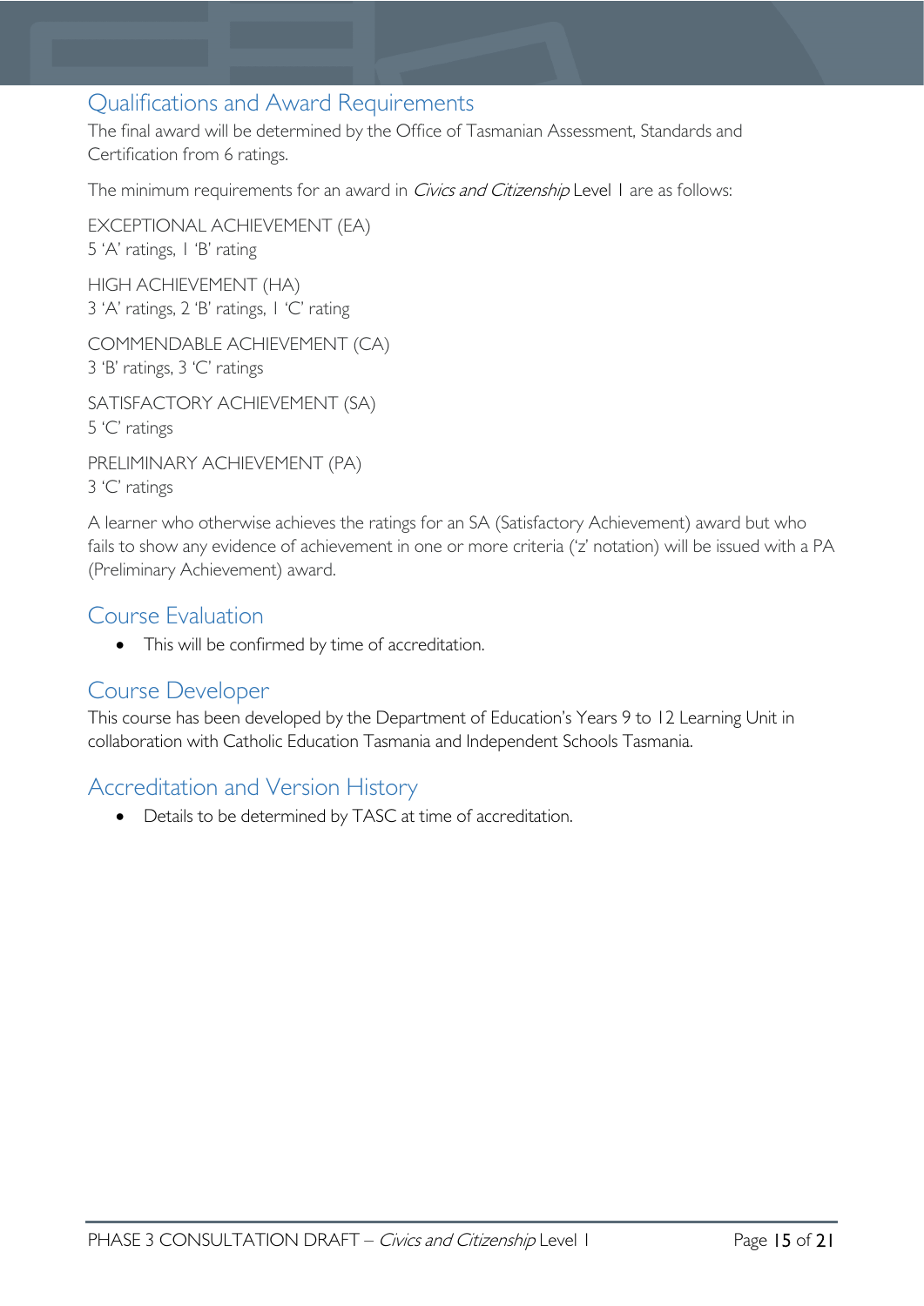## Qualifications and Award Requirements

The final award will be determined by the Office of Tasmanian Assessment, Standards and Certification from 6 ratings.

The minimum requirements for an award in *Civics and Citizenship* Level 1 are as follows:

EXCEPTIONAL ACHIEVEMENT (EA)
5 'A' ratings, 1 'B' rating

HIGH ACHIEVEMENT (HA)
3 'A' ratings, 2 'B' ratings, 1 'C' rating

COMMENDABLE ACHIEVEMENT (CA)
3 'B' ratings, 3 'C' ratings

SATISFACTORY ACHIEVEMENT (SA)
5 'C' ratings

PRELIMINARY ACHIEVEMENT (PA)
3 'C' ratings

A learner who otherwise achieves the ratings for an SA (Satisfactory Achievement) award but who fails to show any evidence of achievement in one or more criteria ('z' notation) will be issued with a PA (Preliminary Achievement) award.

## Course Evaluation

- This will be confirmed by time of accreditation.

## Course Developer

This course has been developed by the Department of Education's Years 9 to 12 Learning Unit in collaboration with Catholic Education Tasmania and Independent Schools Tasmania.

## Accreditation and Version History

- Details to be determined by TASC at time of accreditation.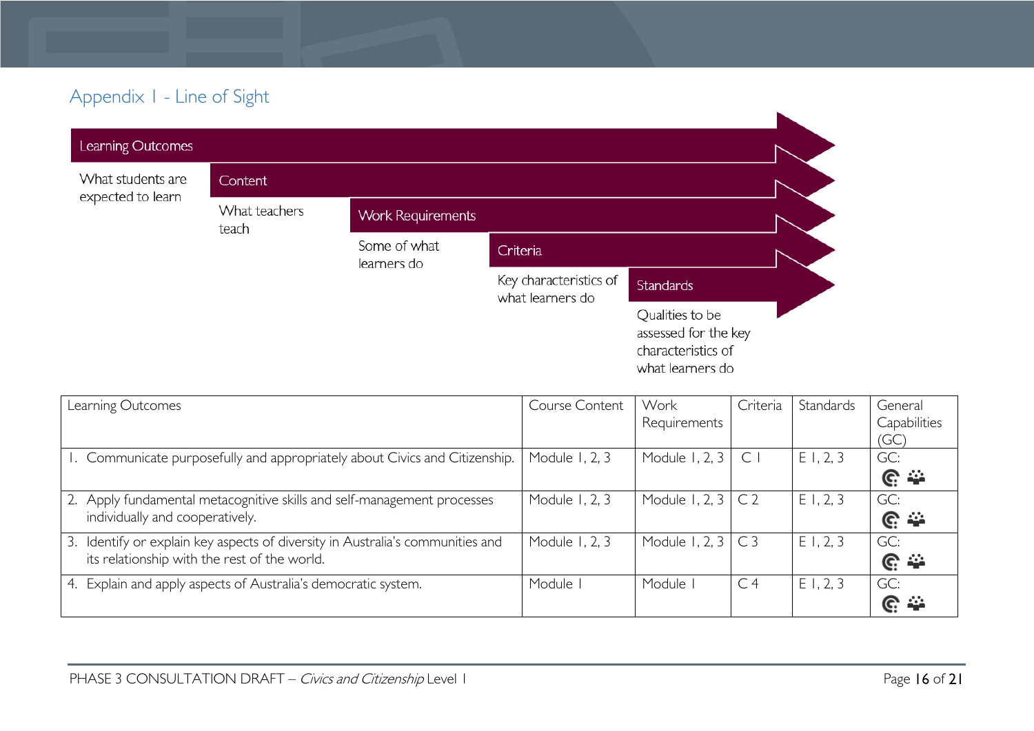## Appendix 1 - Line of Sight

**Learning Outcomes**
What students are expected to learn

**Content**
What teachers teach

**Work Requirements**
Some of what learners do

**Criteria**
Key characteristics of what learners do

**Standards**
Qualities to be assessed for the key characteristics of what learners do

| Learning Outcomes | Course Content | Work Requirements | Criteria | Standards | General Capabilities (GC) |
|---|---|---|---|---|---|
| 1. Communicate purposefully and appropriately about Civics and Citizenship. | Module 1, 2, 3 | Module 1, 2, 3 | C 1 | E 1, 2, 3 | GC: |
| 2. Apply fundamental metacognitive skills and self-management processes individually and cooperatively. | Module 1, 2, 3 | Module 1, 2, 3 | C 2 | E 1, 2, 3 | GC: |
| 3. Identify or explain key aspects of diversity in Australia's communities and its relationship with the rest of the world. | Module 1, 2, 3 | Module 1, 2, 3 | C 3 | E 1, 2, 3 | GC: |
| 4. Explain and apply aspects of Australia's democratic system. | Module 1 | Module 1 | C 4 | E 1, 2, 3 | GC: |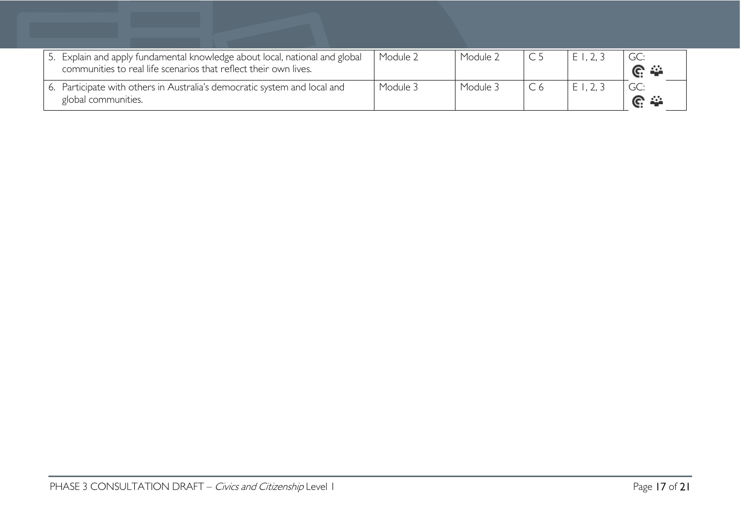| | | | | | |
|---|---|---|---|---|---|
| 5. Explain and apply fundamental knowledge about local, national and global communities to real life scenarios that reflect their own lives. | Module 2 | Module 2 | C 5 | E 1, 2, 3 | GC: |
| 6. Participate with others in Australia's democratic system and local and global communities. | Module 3 | Module 3 | C 6 | E 1, 2, 3 | GC: |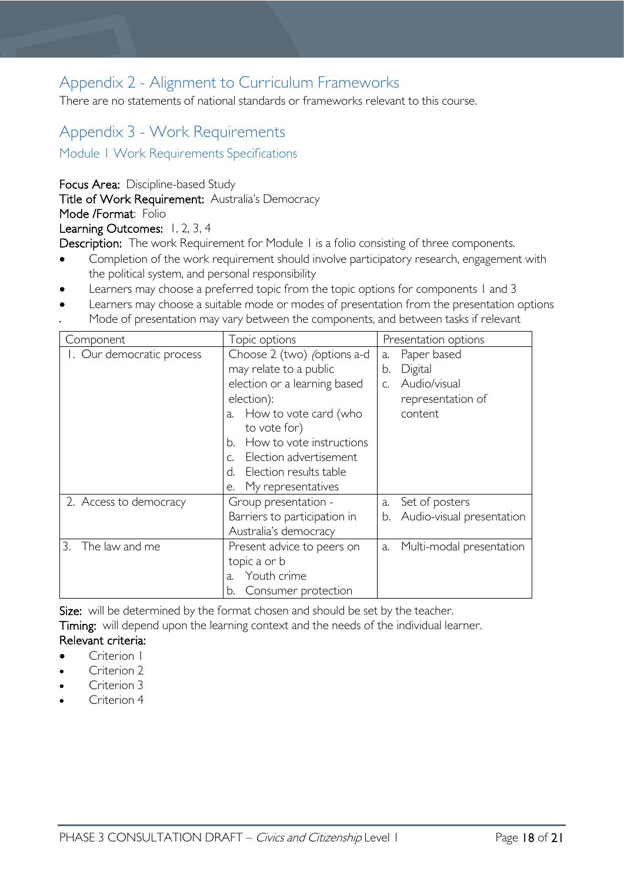## Appendix 2 - Alignment to Curriculum Frameworks

There are no statements of national standards or frameworks relevant to this course.

## Appendix 3 - Work Requirements

### Module 1 Work Requirements Specifications

**Focus Area:** Discipline-based Study
**Title of Work Requirement:** Australia's Democracy
**Mode /Format:** Folio
**Learning Outcomes:** 1, 2, 3, 4
**Description:** The work Requirement for Module 1 is a folio consisting of three components.

- Completion of the work requirement should involve participatory research, engagement with the political system, and personal responsibility
- Learners may choose a preferred topic from the topic options for components 1 and 3
- Learners may choose a suitable mode or modes of presentation from the presentation options
- Mode of presentation may vary between the components, and between tasks if relevant

| Component | Topic options | Presentation options |
|---|---|---|
| 1. Our democratic process | Choose 2 (two) *(*options a-d may relate to a public election or a learning based election):<br>a. How to vote card (who to vote for)<br>b. How to vote instructions<br>c. Election advertisement<br>d. Election results table<br>e. My representatives | a. Paper based<br>b. Digital<br>c. Audio/visual representation of content |
| 2. Access to democracy | Group presentation - Barriers to participation in Australia's democracy | a. Set of posters<br>b. Audio-visual presentation |
| 3. The law and me | Present advice to peers on topic a or b<br>a. Youth crime<br>b. Consumer protection | a. Multi-modal presentation |

**Size:** will be determined by the format chosen and should be set by the teacher.
**Timing:** will depend upon the learning context and the needs of the individual learner.
**Relevant criteria:**

- Criterion 1
- Criterion 2
- Criterion 3
- Criterion 4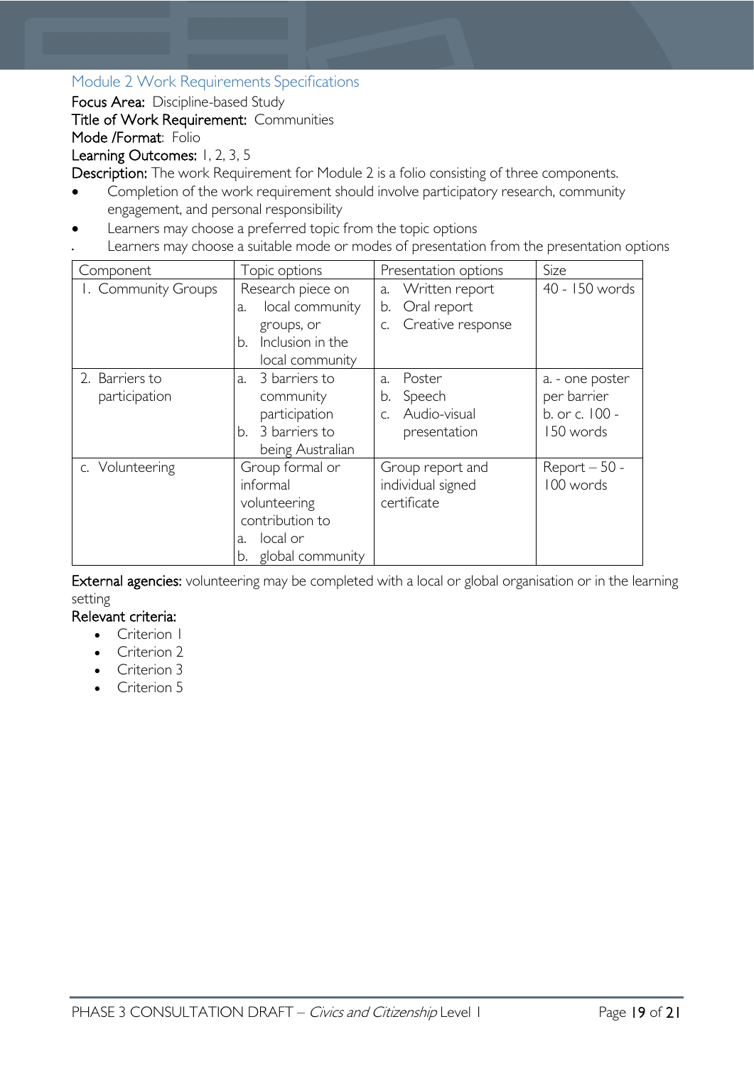## Module 2 Work Requirements Specifications

**Focus Area:** Discipline-based Study

**Title of Work Requirement:** Communities

**Mode /Format**: Folio

**Learning Outcomes:** 1, 2, 3, 5

**Description:** The work Requirement for Module 2 is a folio consisting of three components.

- Completion of the work requirement should involve participatory research, community engagement, and personal responsibility
- Learners may choose a preferred topic from the topic options
- Learners may choose a suitable mode or modes of presentation from the presentation options

| Component | Topic options | Presentation options | Size |
|---|---|---|---|
| 1. Community Groups | Research piece on<br>a. local community groups, or<br>b. Inclusion in the local community | a. Written report<br>b. Oral report<br>c. Creative response | 40 - 150 words |
| 2. Barriers to participation | a. 3 barriers to community participation<br>b. 3 barriers to being Australian | a. Poster<br>b. Speech<br>c. Audio-visual presentation | a. - one poster per barrier<br>b. or c. 100 - 150 words |
| c. Volunteering | Group formal or informal volunteering contribution to<br>a. local or<br>b. global community | Group report and individual signed certificate | Report – 50 - 100 words |

**External agencies:** volunteering may be completed with a local or global organisation or in the learning setting

**Relevant criteria:**

- Criterion 1
- Criterion 2
- Criterion 3
- Criterion 5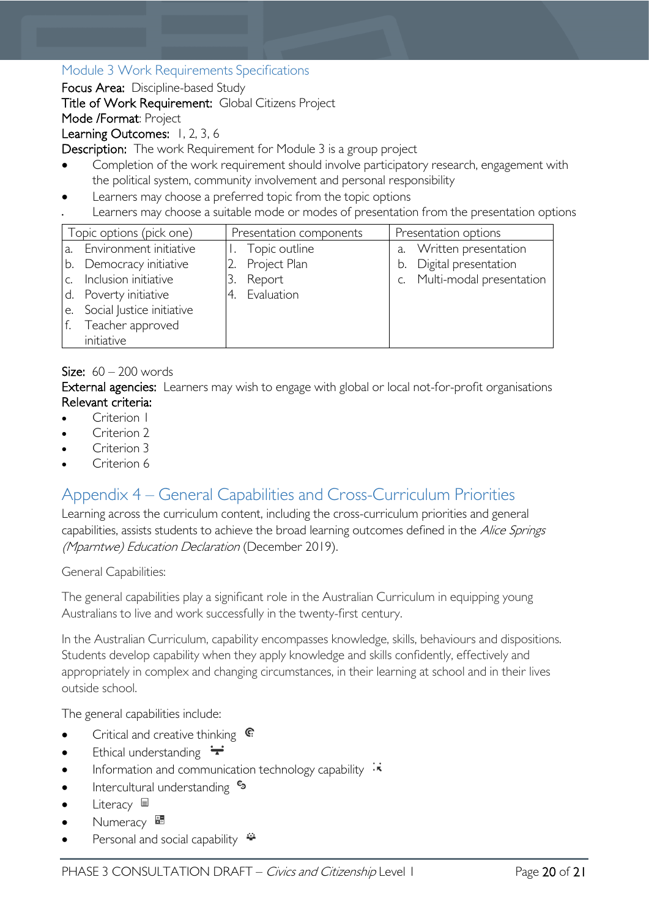## Module 3 Work Requirements Specifications

**Focus Area:** Discipline-based Study

**Title of Work Requirement:** Global Citizens Project

**Mode /Format**: Project

**Learning Outcomes:** 1, 2, 3, 6

**Description:** The work Requirement for Module 3 is a group project

- Completion of the work requirement should involve participatory research, engagement with the political system, community involvement and personal responsibility
- Learners may choose a preferred topic from the topic options
- Learners may choose a suitable mode or modes of presentation from the presentation options

| Topic options (pick one) | Presentation components | Presentation options |
|---|---|---|
| a. Environment initiative<br>b. Democracy initiative<br>c. Inclusion initiative<br>d. Poverty initiative<br>e. Social Justice initiative<br>f. Teacher approved initiative | 1. Topic outline<br>2. Project Plan<br>3. Report<br>4. Evaluation | a. Written presentation<br>b. Digital presentation<br>c. Multi-modal presentation |

**Size:** 60 – 200 words

**External agencies:** Learners may wish to engage with global or local not-for-profit organisations

**Relevant criteria:**

- Criterion 1
- Criterion 2
- Criterion 3
- Criterion 6

# Appendix 4 – General Capabilities and Cross-Curriculum Priorities

Learning across the curriculum content, including the cross-curriculum priorities and general capabilities, assists students to achieve the broad learning outcomes defined in the *Alice Springs (Mparntwe) Education Declaration* (December 2019).

General Capabilities:

The general capabilities play a significant role in the Australian Curriculum in equipping young Australians to live and work successfully in the twenty-first century.

In the Australian Curriculum, capability encompasses knowledge, skills, behaviours and dispositions. Students develop capability when they apply knowledge and skills confidently, effectively and appropriately in complex and changing circumstances, in their learning at school and in their lives outside school.

The general capabilities include:

- Critical and creative thinking
- Ethical understanding
- Information and communication technology capability
- Intercultural understanding
- Literacy
- Numeracy
- Personal and social capability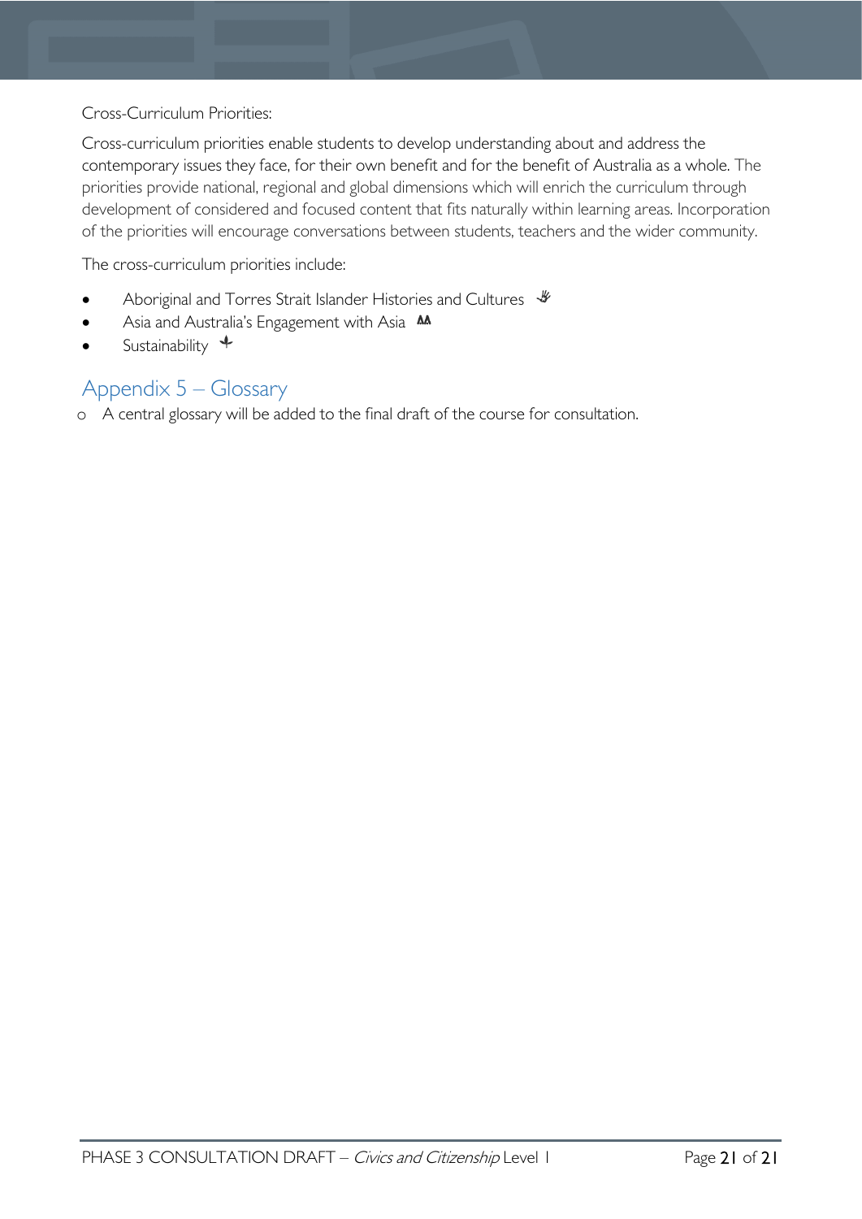Cross-Curriculum Priorities:

Cross-curriculum priorities enable students to develop understanding about and address the contemporary issues they face, for their own benefit and for the benefit of Australia as a whole. The priorities provide national, regional and global dimensions which will enrich the curriculum through development of considered and focused content that fits naturally within learning areas. Incorporation of the priorities will encourage conversations between students, teachers and the wider community.

The cross-curriculum priorities include:

- Aboriginal and Torres Strait Islander Histories and Cultures
- Asia and Australia's Engagement with Asia
- Sustainability

## Appendix 5 – Glossary

- A central glossary will be added to the final draft of the course for consultation.